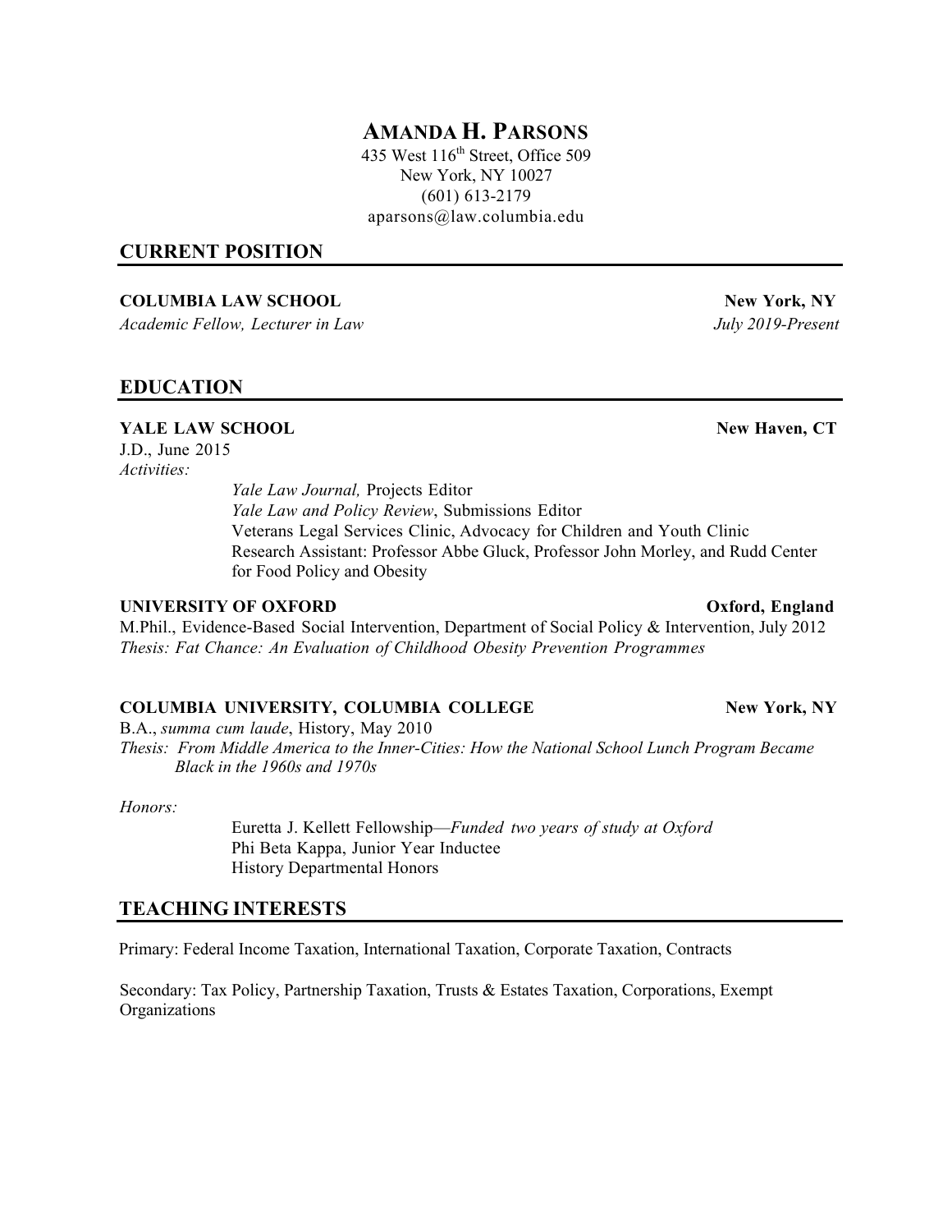# AMANDA H. PARSONS

435 West 116th Street, Office 509
New York, NY 10027
(601) 613-2179
aparsons@law.columbia.edu

## CURRENT POSITION

**COLUMBIA LAW SCHOOL** — **New York, NY**
*Academic Fellow, Lecturer in Law* — *July 2019-Present*

## EDUCATION

**YALE LAW SCHOOL** — **New Haven, CT**
J.D., June 2015
*Activities:*

- *Yale Law Journal,* Projects Editor
- *Yale Law and Policy Review*, Submissions Editor
- Veterans Legal Services Clinic, Advocacy for Children and Youth Clinic
- Research Assistant: Professor Abbe Gluck, Professor John Morley, and Rudd Center for Food Policy and Obesity

**UNIVERSITY OF OXFORD** — **Oxford, England**
M.Phil., Evidence-Based Social Intervention, Department of Social Policy & Intervention, July 2012
*Thesis: Fat Chance: An Evaluation of Childhood Obesity Prevention Programmes*

**COLUMBIA UNIVERSITY, COLUMBIA COLLEGE** — **New York, NY**
B.A., *summa cum laude*, History, May 2010
*Thesis: From Middle America to the Inner-Cities: How the National School Lunch Program Became Black in the 1960s and 1970s*

*Honors:*

- Euretta J. Kellett Fellowship—*Funded two years of study at Oxford*
- Phi Beta Kappa, Junior Year Inductee
- History Departmental Honors

## TEACHING INTERESTS

Primary: Federal Income Taxation, International Taxation, Corporate Taxation, Contracts

Secondary: Tax Policy, Partnership Taxation, Trusts & Estates Taxation, Corporations, Exempt Organizations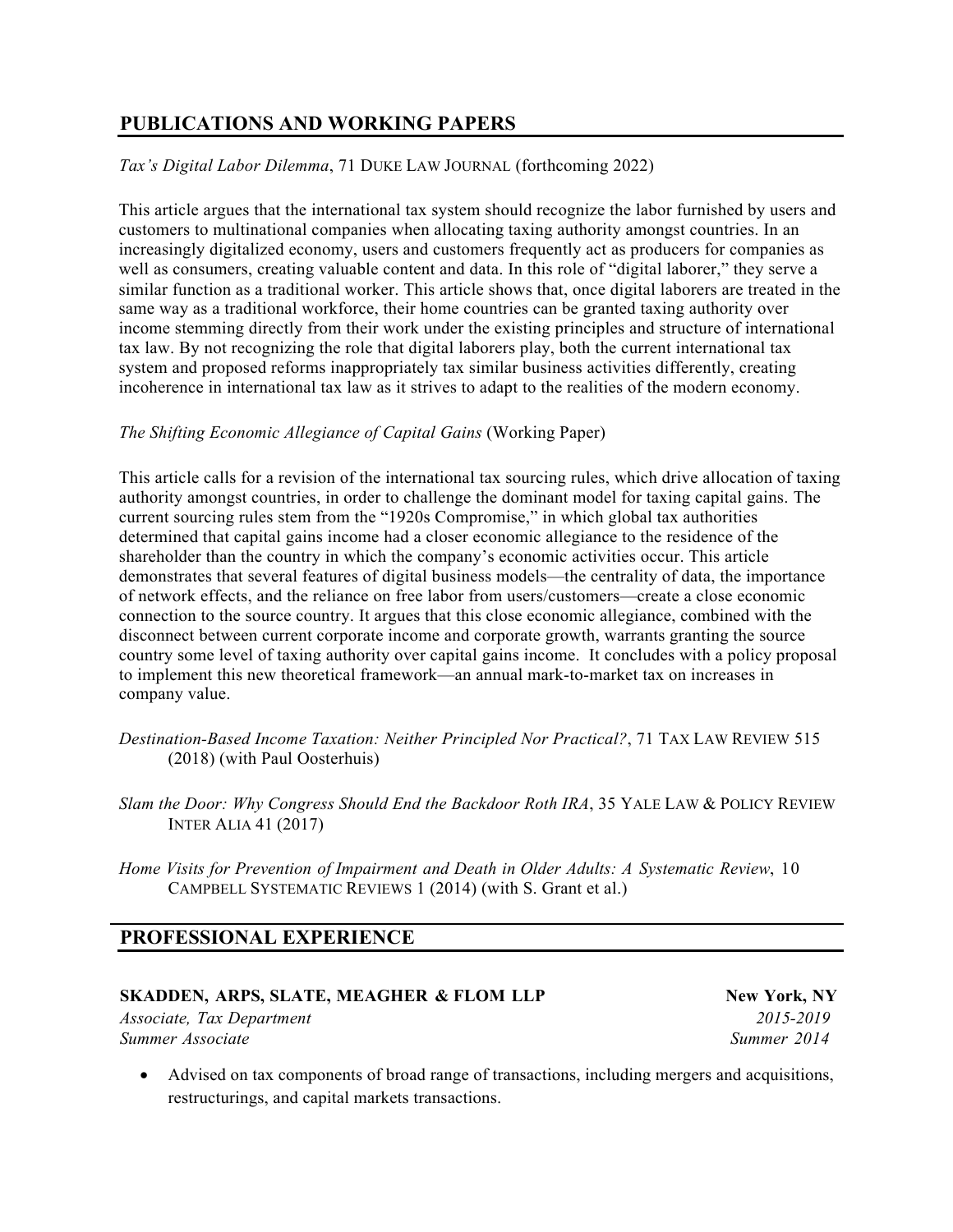## PUBLICATIONS AND WORKING PAPERS

*Tax's Digital Labor Dilemma*, 71 DUKE LAW JOURNAL (forthcoming 2022)

This article argues that the international tax system should recognize the labor furnished by users and customers to multinational companies when allocating taxing authority amongst countries. In an increasingly digitalized economy, users and customers frequently act as producers for companies as well as consumers, creating valuable content and data. In this role of "digital laborer," they serve a similar function as a traditional worker. This article shows that, once digital laborers are treated in the same way as a traditional workforce, their home countries can be granted taxing authority over income stemming directly from their work under the existing principles and structure of international tax law. By not recognizing the role that digital laborers play, both the current international tax system and proposed reforms inappropriately tax similar business activities differently, creating incoherence in international tax law as it strives to adapt to the realities of the modern economy.

*The Shifting Economic Allegiance of Capital Gains* (Working Paper)

This article calls for a revision of the international tax sourcing rules, which drive allocation of taxing authority amongst countries, in order to challenge the dominant model for taxing capital gains. The current sourcing rules stem from the "1920s Compromise," in which global tax authorities determined that capital gains income had a closer economic allegiance to the residence of the shareholder than the country in which the company's economic activities occur. This article demonstrates that several features of digital business models—the centrality of data, the importance of network effects, and the reliance on free labor from users/customers—create a close economic connection to the source country. It argues that this close economic allegiance, combined with the disconnect between current corporate income and corporate growth, warrants granting the source country some level of taxing authority over capital gains income. It concludes with a policy proposal to implement this new theoretical framework—an annual mark-to-market tax on increases in company value.

*Destination-Based Income Taxation: Neither Principled Nor Practical?*, 71 TAX LAW REVIEW 515 (2018) (with Paul Oosterhuis)

*Slam the Door: Why Congress Should End the Backdoor Roth IRA*, 35 YALE LAW & POLICY REVIEW INTER ALIA 41 (2017)

*Home Visits for Prevention of Impairment and Death in Older Adults: A Systematic Review*, 10 CAMPBELL SYSTEMATIC REVIEWS 1 (2014) (with S. Grant et al.)

## PROFESSIONAL EXPERIENCE

**SKADDEN, ARPS, SLATE, MEAGHER & FLOM LLP** — **New York, NY**

*Associate, Tax Department* — *2015-2019*
*Summer Associate* — *Summer 2014*

- Advised on tax components of broad range of transactions, including mergers and acquisitions, restructurings, and capital markets transactions.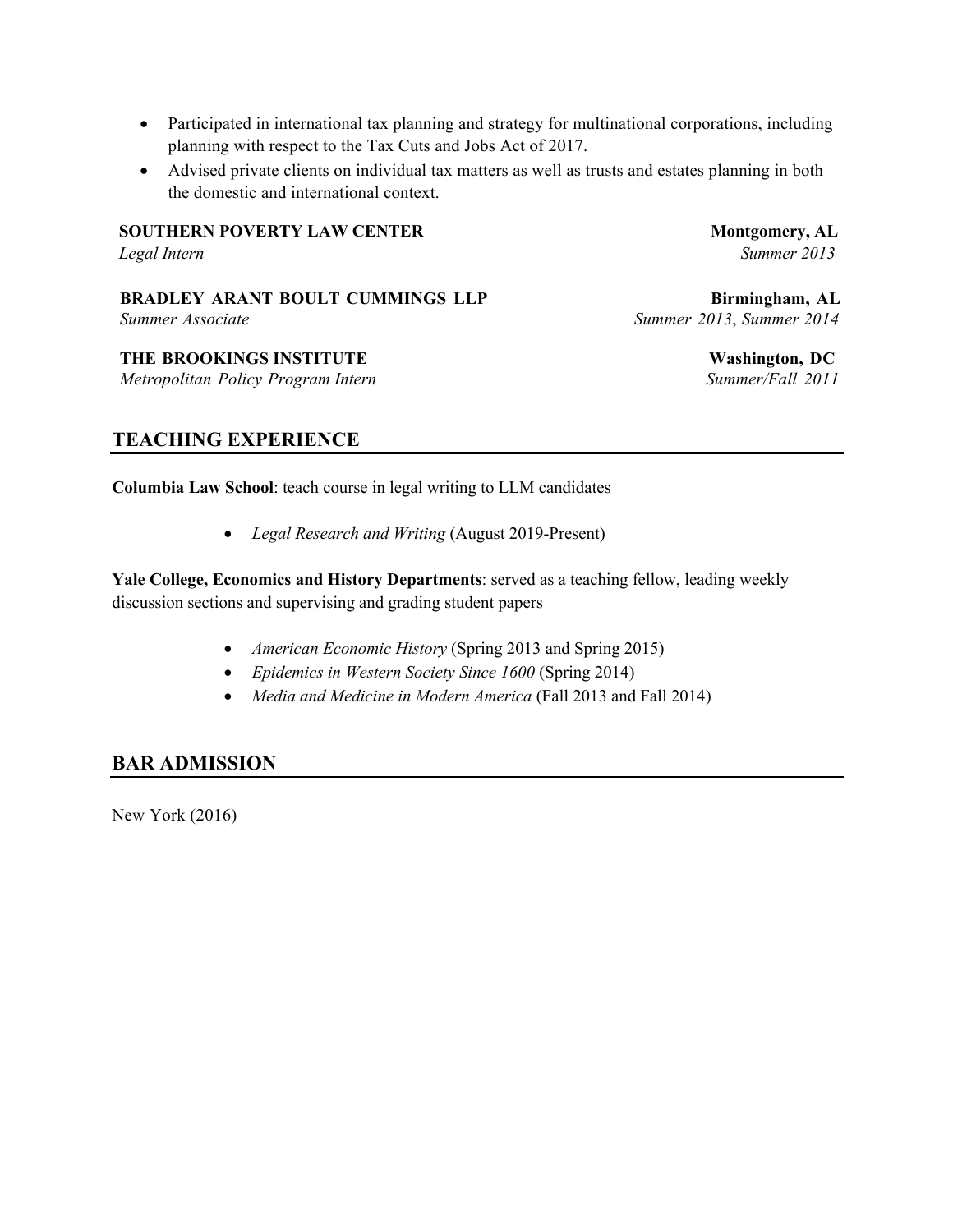- Participated in international tax planning and strategy for multinational corporations, including planning with respect to the Tax Cuts and Jobs Act of 2017.
- Advised private clients on individual tax matters as well as trusts and estates planning in both the domestic and international context.

**SOUTHERN POVERTY LAW CENTER** — **Montgomery, AL**
*Legal Intern* — *Summer 2013*

**BRADLEY ARANT BOULT CUMMINGS LLP** — **Birmingham, AL**
*Summer Associate* — *Summer 2013*, *Summer 2014*

**THE BROOKINGS INSTITUTE** — **Washington, DC**
*Metropolitan Policy Program Intern* — *Summer/Fall 2011*

## TEACHING EXPERIENCE

**Columbia Law School**: teach course in legal writing to LLM candidates

- *Legal Research and Writing* (August 2019-Present)

**Yale College, Economics and History Departments**: served as a teaching fellow, leading weekly discussion sections and supervising and grading student papers

- *American Economic History* (Spring 2013 and Spring 2015)
- *Epidemics in Western Society Since 1600* (Spring 2014)
- *Media and Medicine in Modern America* (Fall 2013 and Fall 2014)

## BAR ADMISSION

New York (2016)